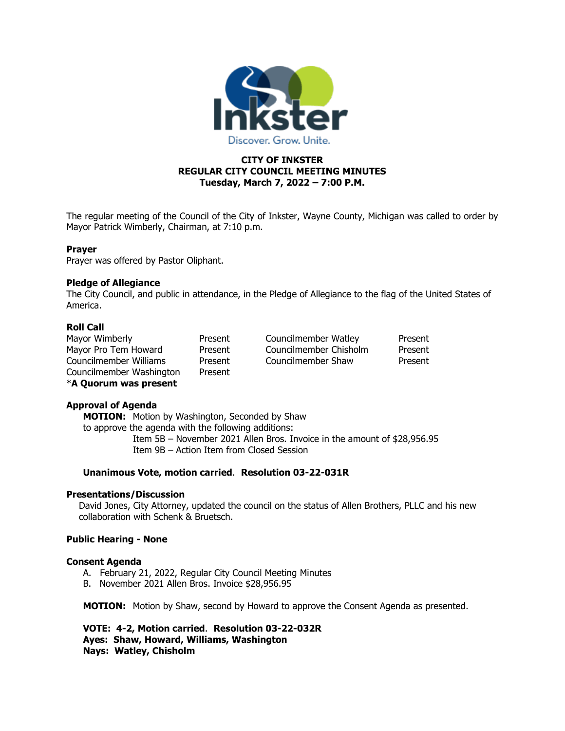Inkster

Discover. Grow. Unite.

# CITY OF INKSTER
## REGULAR CITY COUNCIL MEETING MINUTES
### Tuesday, March 7, 2022 – 7:00 P.M.

The regular meeting of the Council of the City of Inkster, Wayne County, Michigan was called to order by Mayor Patrick Wimberly, Chairman, at 7:10 p.m.

**Prayer**
Prayer was offered by Pastor Oliphant.

**Pledge of Allegiance**
The City Council, and public in attendance, in the Pledge of Allegiance to the flag of the United States of America.

**Roll Call**

| | | | |
|---|---|---|---|
| Mayor Wimberly | Present | Councilmember Watley | Present |
| Mayor Pro Tem Howard | Present | Councilmember Chisholm | Present |
| Councilmember Williams | Present | Councilmember Shaw | Present |
| Councilmember Washington | Present | | |

*__A Quorum was present__

**Approval of Agenda**

**MOTION:** Motion by Washington, Seconded by Shaw
to approve the agenda with the following additions:
Item 5B – November 2021 Allen Bros. Invoice in the amount of $28,956.95
Item 9B – Action Item from Closed Session

**Unanimous Vote, motion carried**. **Resolution 03-22-031R**

**Presentations/Discussion**
David Jones, City Attorney, updated the council on the status of Allen Brothers, PLLC and his new collaboration with Schenk & Bruetsch.

**Public Hearing - None**

**Consent Agenda**
A. February 21, 2022, Regular City Council Meeting Minutes
B. November 2021 Allen Bros. Invoice $28,956.95

**MOTION:** Motion by Shaw, second by Howard to approve the Consent Agenda as presented.

**VOTE: 4-2, Motion carried**. **Resolution 03-22-032R**
**Ayes: Shaw, Howard, Williams, Washington**
**Nays: Watley, Chisholm**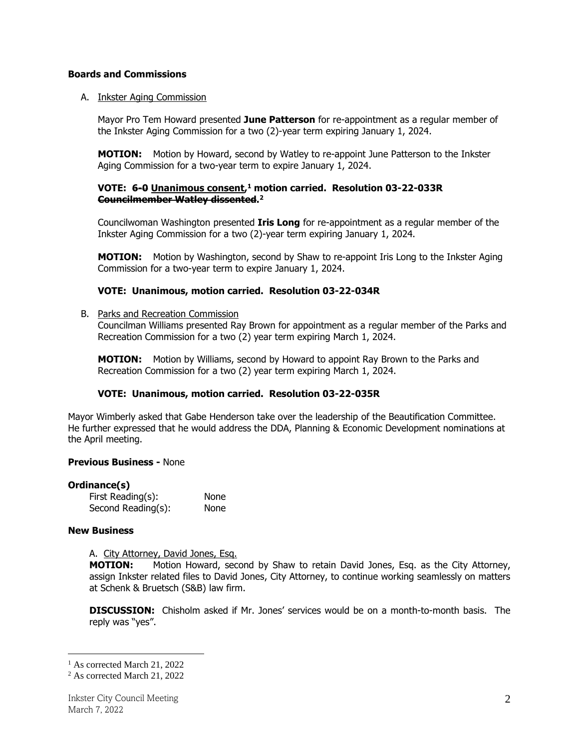**Boards and Commissions**

A. Inkster Aging Commission

Mayor Pro Tem Howard presented **June Patterson** for re-appointment as a regular member of the Inkster Aging Commission for a two (2)-year term expiring January 1, 2024.

**MOTION:** Motion by Howard, second by Watley to re-appoint June Patterson to the Inkster Aging Commission for a two-year term to expire January 1, 2024.

**VOTE: ~~6-0~~ Unanimous consent,[1] motion carried. Resolution 03-22-033R ~~Councilmember Watley dissented~~.[2]**

Councilwoman Washington presented **Iris Long** for re-appointment as a regular member of the Inkster Aging Commission for a two (2)-year term expiring January 1, 2024.

**MOTION:** Motion by Washington, second by Shaw to re-appoint Iris Long to the Inkster Aging Commission for a two-year term to expire January 1, 2024.

**VOTE: Unanimous, motion carried. Resolution 03-22-034R**

B. Parks and Recreation Commission

Councilman Williams presented Ray Brown for appointment as a regular member of the Parks and Recreation Commission for a two (2) year term expiring March 1, 2024.

**MOTION:** Motion by Williams, second by Howard to appoint Ray Brown to the Parks and Recreation Commission for a two (2) year term expiring March 1, 2024.

**VOTE: Unanimous, motion carried. Resolution 03-22-035R**

Mayor Wimberly asked that Gabe Henderson take over the leadership of the Beautification Committee. He further expressed that he would address the DDA, Planning & Economic Development nominations at the April meeting.

**Previous Business -** None

**Ordinance(s)**

First Reading(s): None
Second Reading(s): None

**New Business**

A. City Attorney, David Jones, Esq.

**MOTION:** Motion Howard, second by Shaw to retain David Jones, Esq. as the City Attorney, assign Inkster related files to David Jones, City Attorney, to continue working seamlessly on matters at Schenk & Bruetsch (S&B) law firm.

**DISCUSSION:** Chisholm asked if Mr. Jones' services would be on a month-to-month basis. The reply was "yes".

---

[1] As corrected March 21, 2022

[2] As corrected March 21, 2022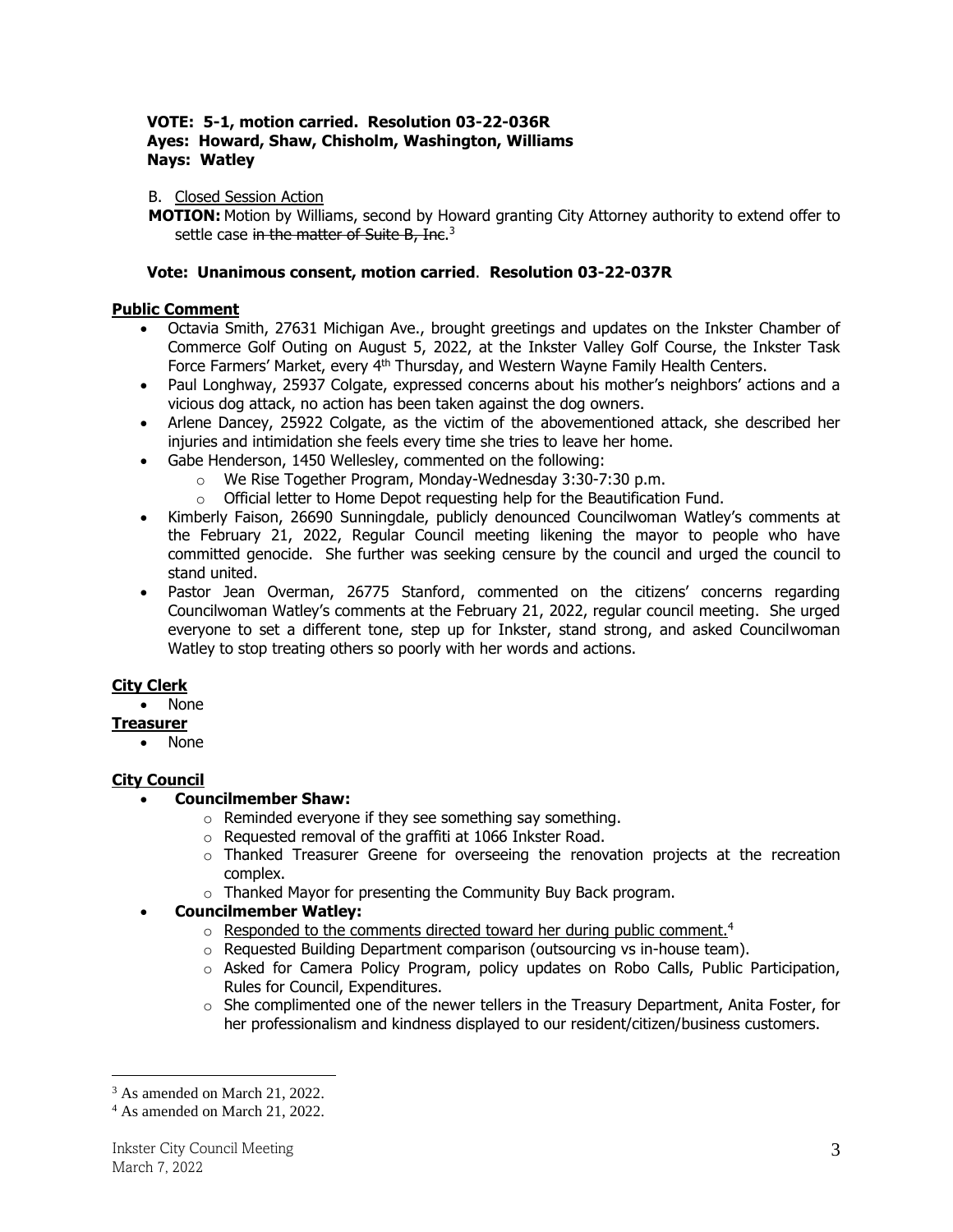**VOTE: 5-1, motion carried. Resolution 03-22-036R**
**Ayes: Howard, Shaw, Chisholm, Washington, Williams**
**Nays: Watley**

B. Closed Session Action

**MOTION:** Motion by Williams, second by Howard granting City Attorney authority to extend offer to settle case ~~in the matter of Suite B, Inc.~~[3]

**Vote: Unanimous consent, motion carried**. **Resolution 03-22-037R**

**Public Comment**

- Octavia Smith, 27631 Michigan Ave., brought greetings and updates on the Inkster Chamber of Commerce Golf Outing on August 5, 2022, at the Inkster Valley Golf Course, the Inkster Task Force Farmers' Market, every 4th Thursday, and Western Wayne Family Health Centers.
- Paul Longhway, 25937 Colgate, expressed concerns about his mother's neighbors' actions and a vicious dog attack, no action has been taken against the dog owners.
- Arlene Dancey, 25922 Colgate, as the victim of the abovementioned attack, she described her injuries and intimidation she feels every time she tries to leave her home.
- Gabe Henderson, 1450 Wellesley, commented on the following:
  - We Rise Together Program, Monday-Wednesday 3:30-7:30 p.m.
  - Official letter to Home Depot requesting help for the Beautification Fund.
- Kimberly Faison, 26690 Sunningdale, publicly denounced Councilwoman Watley's comments at the February 21, 2022, Regular Council meeting likening the mayor to people who have committed genocide. She further was seeking censure by the council and urged the council to stand united.
- Pastor Jean Overman, 26775 Stanford, commented on the citizens' concerns regarding Councilwoman Watley's comments at the February 21, 2022, regular council meeting. She urged everyone to set a different tone, step up for Inkster, stand strong, and asked Councilwoman Watley to stop treating others so poorly with her words and actions.

**City Clerk**

- None

**Treasurer**

- None

**City Council**

- **Councilmember Shaw:**
  - Reminded everyone if they see something say something.
  - Requested removal of the graffiti at 1066 Inkster Road.
  - Thanked Treasurer Greene for overseeing the renovation projects at the recreation complex.
  - Thanked Mayor for presenting the Community Buy Back program.
- **Councilmember Watley:**
  - Responded to the comments directed toward her during public comment.[4]
  - Requested Building Department comparison (outsourcing vs in-house team).
  - Asked for Camera Policy Program, policy updates on Robo Calls, Public Participation, Rules for Council, Expenditures.
  - She complimented one of the newer tellers in the Treasury Department, Anita Foster, for her professionalism and kindness displayed to our resident/citizen/business customers.

---

[3] As amended on March 21, 2022.

[4] As amended on March 21, 2022.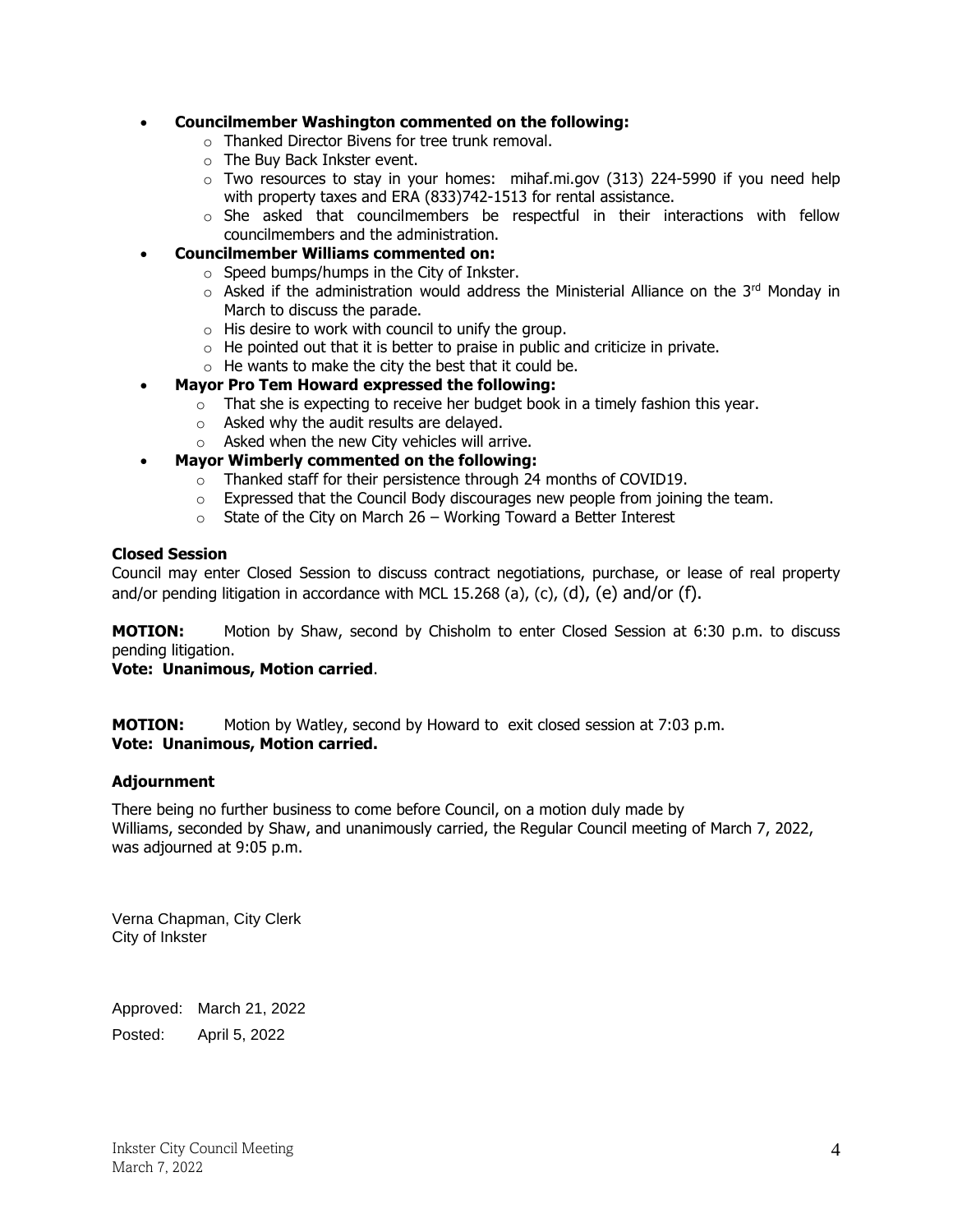- **Councilmember Washington commented on the following:**
  - Thanked Director Bivens for tree trunk removal.
  - The Buy Back Inkster event.
  - Two resources to stay in your homes: mihaf.mi.gov (313) 224-5990 if you need help with property taxes and ERA (833)742-1513 for rental assistance.
  - She asked that councilmembers be respectful in their interactions with fellow councilmembers and the administration.
- **Councilmember Williams commented on:**
  - Speed bumps/humps in the City of Inkster.
  - Asked if the administration would address the Ministerial Alliance on the 3rd Monday in March to discuss the parade.
  - His desire to work with council to unify the group.
  - He pointed out that it is better to praise in public and criticize in private.
  - He wants to make the city the best that it could be.
- **Mayor Pro Tem Howard expressed the following:**
  - That she is expecting to receive her budget book in a timely fashion this year.
  - Asked why the audit results are delayed.
  - Asked when the new City vehicles will arrive.
- **Mayor Wimberly commented on the following:**
  - Thanked staff for their persistence through 24 months of COVID19.
  - Expressed that the Council Body discourages new people from joining the team.
  - State of the City on March 26 – Working Toward a Better Interest

**Closed Session**

Council may enter Closed Session to discuss contract negotiations, purchase, or lease of real property and/or pending litigation in accordance with MCL 15.268 (a), (c), (d), (e) and/or (f).

**MOTION:** Motion by Shaw, second by Chisholm to enter Closed Session at 6:30 p.m. to discuss pending litigation.
**Vote: Unanimous, Motion carried**.

**MOTION:** Motion by Watley, second by Howard to exit closed session at 7:03 p.m.
**Vote: Unanimous, Motion carried.**

**Adjournment**

There being no further business to come before Council, on a motion duly made by Williams, seconded by Shaw, and unanimously carried, the Regular Council meeting of March 7, 2022, was adjourned at 9:05 p.m.

Verna Chapman, City Clerk
City of Inkster

Approved: March 21, 2022
Posted: April 5, 2022